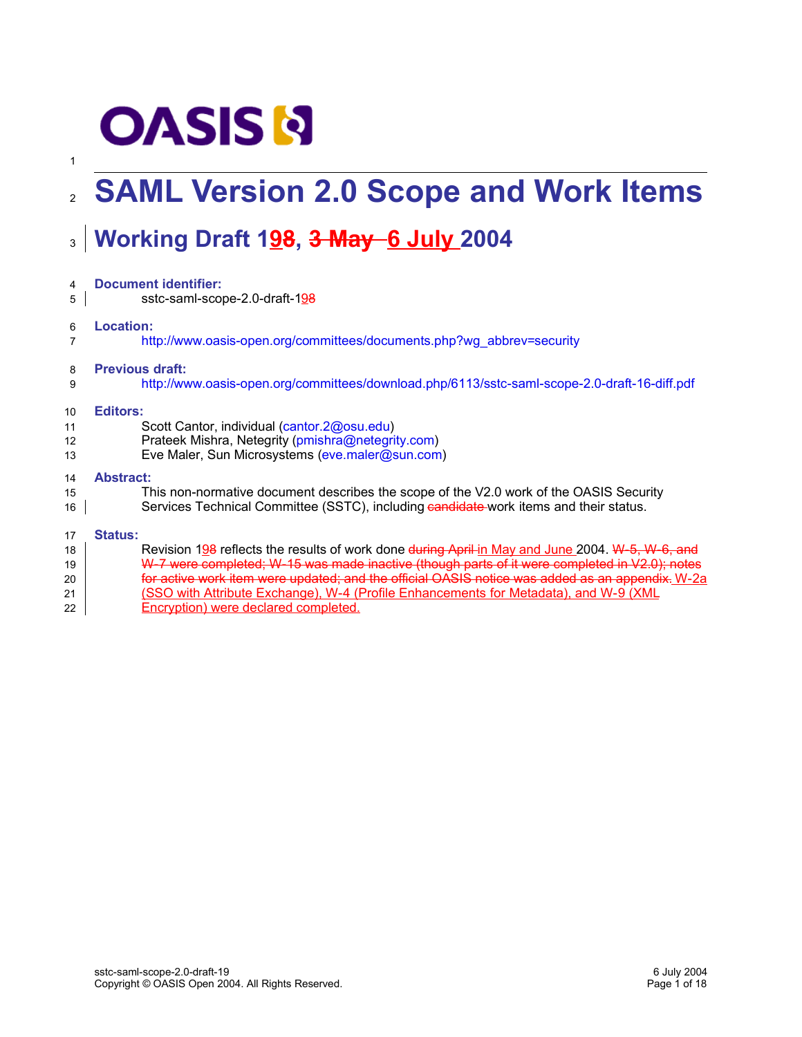# SAML Version 2.0 Scope and Work Items

## Working Draft 198, 3 May 6 July 2004

**Document identifier:**

sstc-saml-scope-2.0-draft-198

**Location:**

http://www.oasis-open.org/committees/documents.php?wg_abbrev=security

**Previous draft:**

http://www.oasis-open.org/committees/download.php/6113/sstc-saml-scope-2.0-draft-16-diff.pdf

**Editors:**

Scott Cantor, individual (cantor.2@osu.edu)
Prateek Mishra, Netegrity (pmishra@netegrity.com)
Eve Maler, Sun Microsystems (eve.maler@sun.com)

**Abstract:**

This non-normative document describes the scope of the V2.0 work of the OASIS Security Services Technical Committee (SSTC), including candidate work items and their status.

**Status:**

Revision 198 reflects the results of work done during April in May and June 2004. W-5, W-6, and W-7 were completed; W-15 was made inactive (though parts of it were completed in V2.0); notes for active work item were updated; and the official OASIS notice was added as an appendix. W-2a (SSO with Attribute Exchange), W-4 (Profile Enhancements for Metadata), and W-9 (XML Encryption) were declared completed.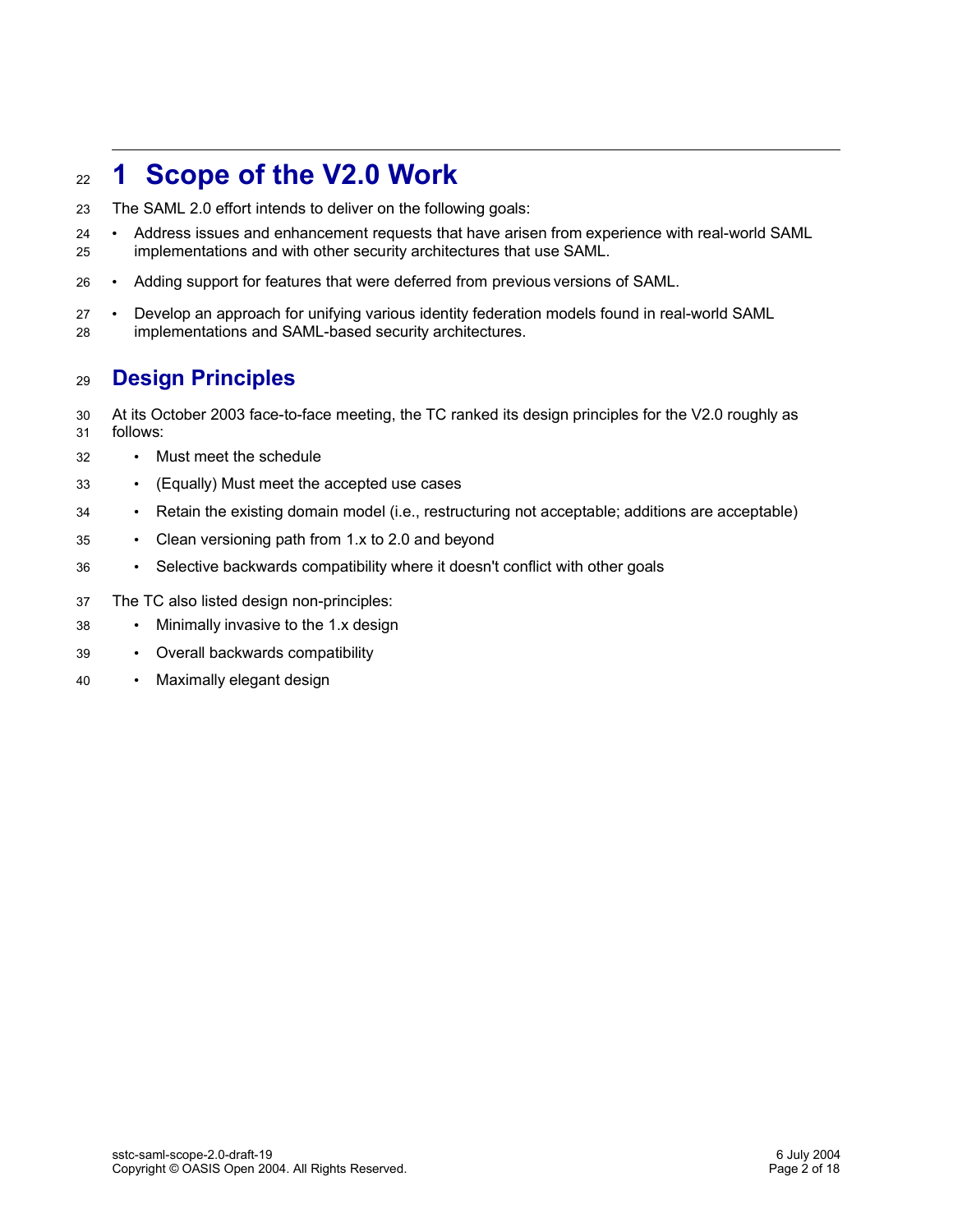# 1 Scope of the V2.0 Work

The SAML 2.0 effort intends to deliver on the following goals:

- Address issues and enhancement requests that have arisen from experience with real-world SAML implementations and with other security architectures that use SAML.
- Adding support for features that were deferred from previous versions of SAML.
- Develop an approach for unifying various identity federation models found in real-world SAML implementations and SAML-based security architectures.

## Design Principles

At its October 2003 face-to-face meeting, the TC ranked its design principles for the V2.0 roughly as follows:

- Must meet the schedule
- (Equally) Must meet the accepted use cases
- Retain the existing domain model (i.e., restructuring not acceptable; additions are acceptable)
- Clean versioning path from 1.x to 2.0 and beyond
- Selective backwards compatibility where it doesn't conflict with other goals

The TC also listed design non-principles:

- Minimally invasive to the 1.x design
- Overall backwards compatibility
- Maximally elegant design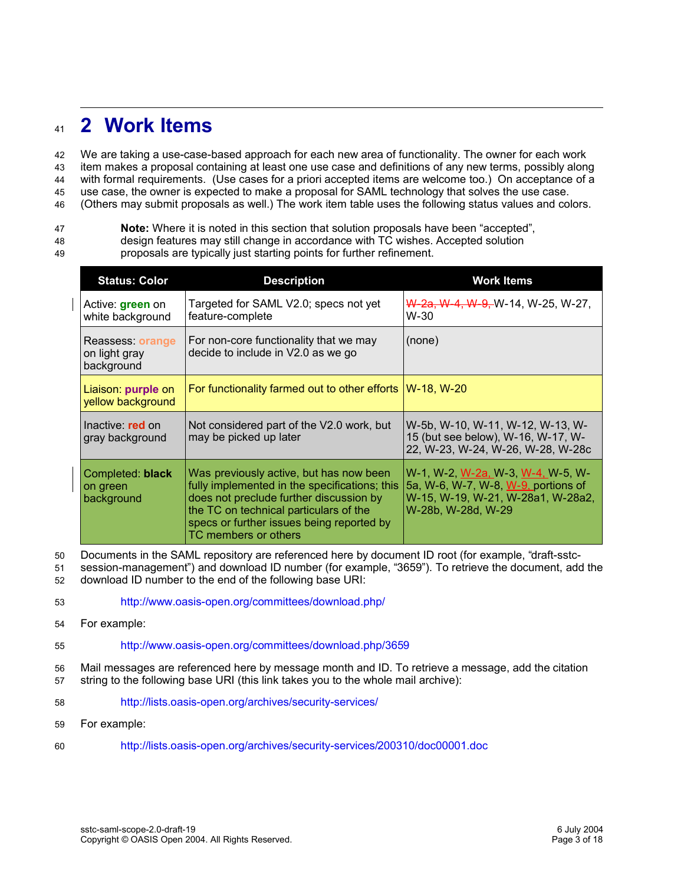# 2 Work Items

We are taking a use-case-based approach for each new area of functionality. The owner for each work item makes a proposal containing at least one use case and definitions of any new terms, possibly along with formal requirements. (Use cases for a priori accepted items are welcome too.) On acceptance of a use case, the owner is expected to make a proposal for SAML technology that solves the use case. (Others may submit proposals as well.) The work item table uses the following status values and colors.

> **Note:** Where it is noted in this section that solution proposals have been "accepted", design features may still change in accordance with TC wishes. Accepted solution proposals are typically just starting points for further refinement.

| Status: Color | Description | Work Items |
|---|---|---|
| Active: **green** on white background | Targeted for SAML V2.0; specs not yet feature-complete | ~~W-2a, W-4, W-9,~~ W-14, W-25, W-27, W-30 |
| Reassess: **orange** on light gray background | For non-core functionality that we may decide to include in V2.0 as we go | (none) |
| Liaison: **purple** on yellow background | For functionality farmed out to other efforts | W-18, W-20 |
| Inactive: **red** on gray background | Not considered part of the V2.0 work, but may be picked up later | W-5b, W-10, W-11, W-12, W-13, W-15 (but see below), W-16, W-17, W-22, W-23, W-24, W-26, W-28, W-28c |
| Completed: **black** on green background | Was previously active, but has now been fully implemented in the specifications; this does not preclude further discussion by the TC on technical particulars of the specs or further issues being reported by TC members or others | W-1, W-2, W-2a, W-3, W-4, W-5, W-5a, W-6, W-7, W-8, W-9, portions of W-15, W-19, W-21, W-28a1, W-28a2, W-28b, W-28d, W-29 |

Documents in the SAML repository are referenced here by document ID root (for example, "draft-sstc-session-management") and download ID number (for example, "3659"). To retrieve the document, add the download ID number to the end of the following base URI:

> http://www.oasis-open.org/committees/download.php/

For example:

> http://www.oasis-open.org/committees/download.php/3659

Mail messages are referenced here by message month and ID. To retrieve a message, add the citation string to the following base URI (this link takes you to the whole mail archive):

> http://lists.oasis-open.org/archives/security-services/

For example:

> http://lists.oasis-open.org/archives/security-services/200310/doc00001.doc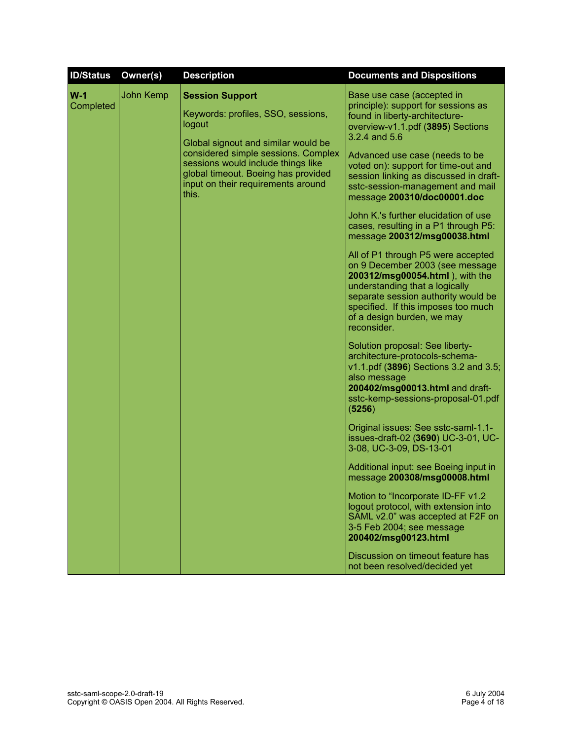| ID/Status | Owner(s) | Description | Documents and Dispositions |
|---|---|---|---|
| **W-1** Completed | John Kemp | **Session Support**<br><br>Keywords: profiles, SSO, sessions, logout<br><br>Global signout and similar would be considered simple sessions. Complex sessions would include things like global timeout. Boeing has provided input on their requirements around this. | Base use case (accepted in principle): support for sessions as found in liberty-architecture-overview-v1.1.pdf (**3895**) Sections 3.2.4 and 5.6<br><br>Advanced use case (needs to be voted on): support for time-out and session linking as discussed in draft-sstc-session-management and mail message **200310/doc00001.doc**<br><br>John K.'s further elucidation of use cases, resulting in a P1 through P5: message **200312/msg00038.html**<br><br>All of P1 through P5 were accepted on 9 December 2003 (see message **200312/msg00054.html** ), with the understanding that a logically separate session authority would be specified. If this imposes too much of a design burden, we may reconsider.<br><br>Solution proposal: See liberty-architecture-protocols-schema-v1.1.pdf (**3896**) Sections 3.2 and 3.5; also message **200402/msg00013.html** and draft-sstc-kemp-sessions-proposal-01.pdf (**5256**)<br><br>Original issues: See sstc-saml-1.1-issues-draft-02 (**3690**) UC-3-01, UC-3-08, UC-3-09, DS-13-01<br><br>Additional input: see Boeing input in message **200308/msg00008.html**<br><br>Motion to "Incorporate ID-FF v1.2 logout protocol, with extension into SAML v2.0" was accepted at F2F on 3-5 Feb 2004; see message **200402/msg00123.html**<br><br>Discussion on timeout feature has not been resolved/decided yet |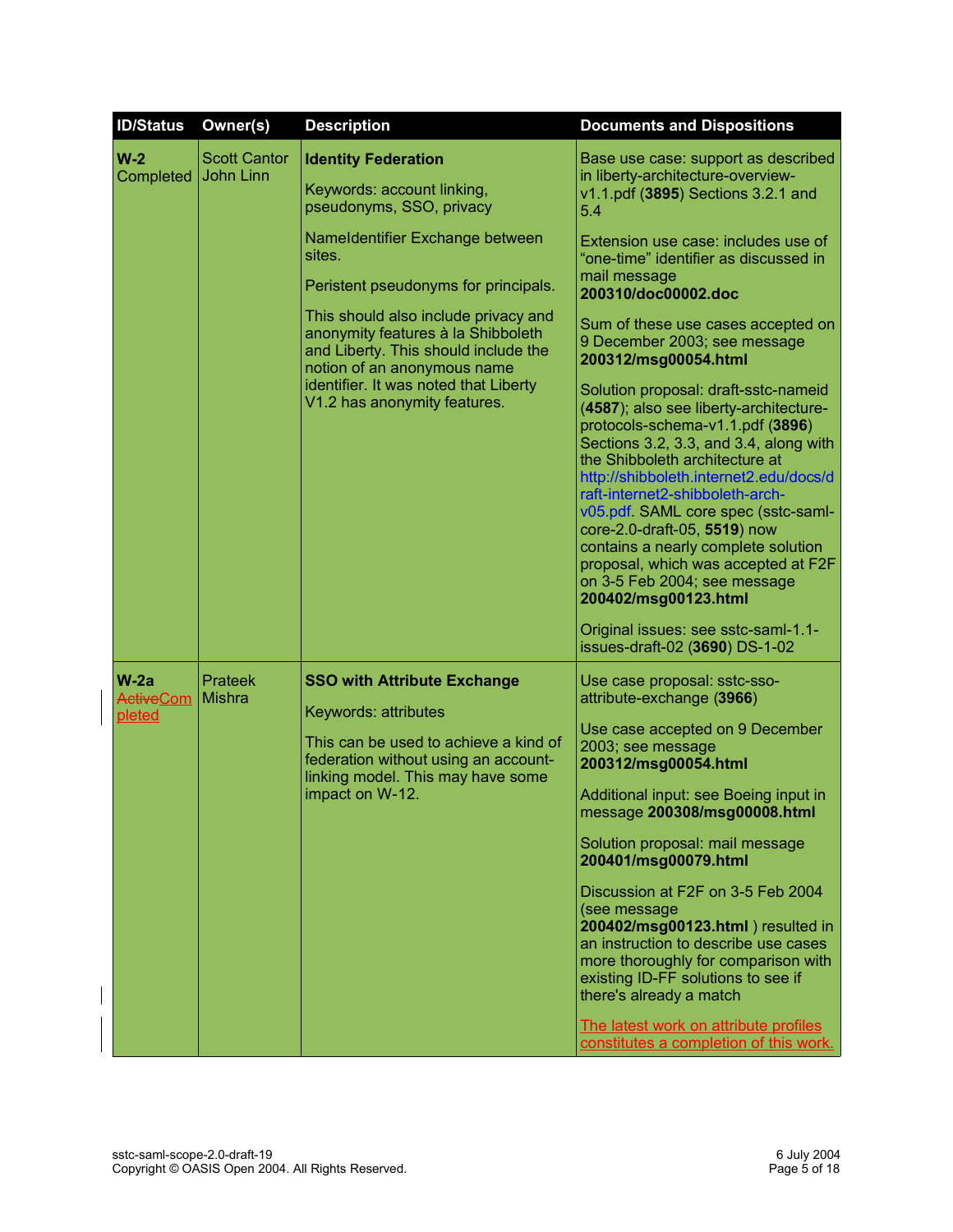| ID/Status | Owner(s) | Description | Documents and Dispositions |
|---|---|---|---|
| **W-2** Completed | Scott Cantor John Linn | **Identity Federation**<br><br>Keywords: account linking, pseudonyms, SSO, privacy<br><br>NameIdentifier Exchange between sites.<br><br>Peristent pseudonyms for principals.<br><br>This should also include privacy and anonymity features à la Shibboleth and Liberty. This should include the notion of an anonymous name identifier. It was noted that Liberty V1.2 has anonymity features. | Base use case: support as described in liberty-architecture-overview-v1.1.pdf (**3895**) Sections 3.2.1 and 5.4<br><br>Extension use case: includes use of "one-time" identifier as discussed in mail message **200310/doc00002.doc**<br><br>Sum of these use cases accepted on 9 December 2003; see message **200312/msg00054.html**<br><br>Solution proposal: draft-sstc-nameid (**4587**); also see liberty-architecture-protocols-schema-v1.1.pdf (**3896**) Sections 3.2, 3.3, and 3.4, along with the Shibboleth architecture at http://shibboleth.internet2.edu/docs/draft-internet2-shibboleth-arch-v05.pdf. SAML core spec (sstc-saml-core-2.0-draft-05, **5519**) now contains a nearly complete solution proposal, which was accepted at F2F on 3-5 Feb 2004; see message **200402/msg00123.html**<br><br>Original issues: see sstc-saml-1.1-issues-draft-02 (**3690**) DS-1-02 |
| **W-2a** ~~Active~~Completed | Prateek Mishra | **SSO with Attribute Exchange**<br><br>Keywords: attributes<br><br>This can be used to achieve a kind of federation without using an account-linking model. This may have some impact on W-12. | Use case proposal: sstc-sso-attribute-exchange (**3966**)<br><br>Use case accepted on 9 December 2003; see message **200312/msg00054.html**<br><br>Additional input: see Boeing input in message **200308/msg00008.html**<br><br>Solution proposal: mail message **200401/msg00079.html**<br><br>Discussion at F2F on 3-5 Feb 2004 (see message **200402/msg00123.html** ) resulted in an instruction to describe use cases more thoroughly for comparison with existing ID-FF solutions to see if there's already a match<br><br>The latest work on attribute profiles constitutes a completion of this work. |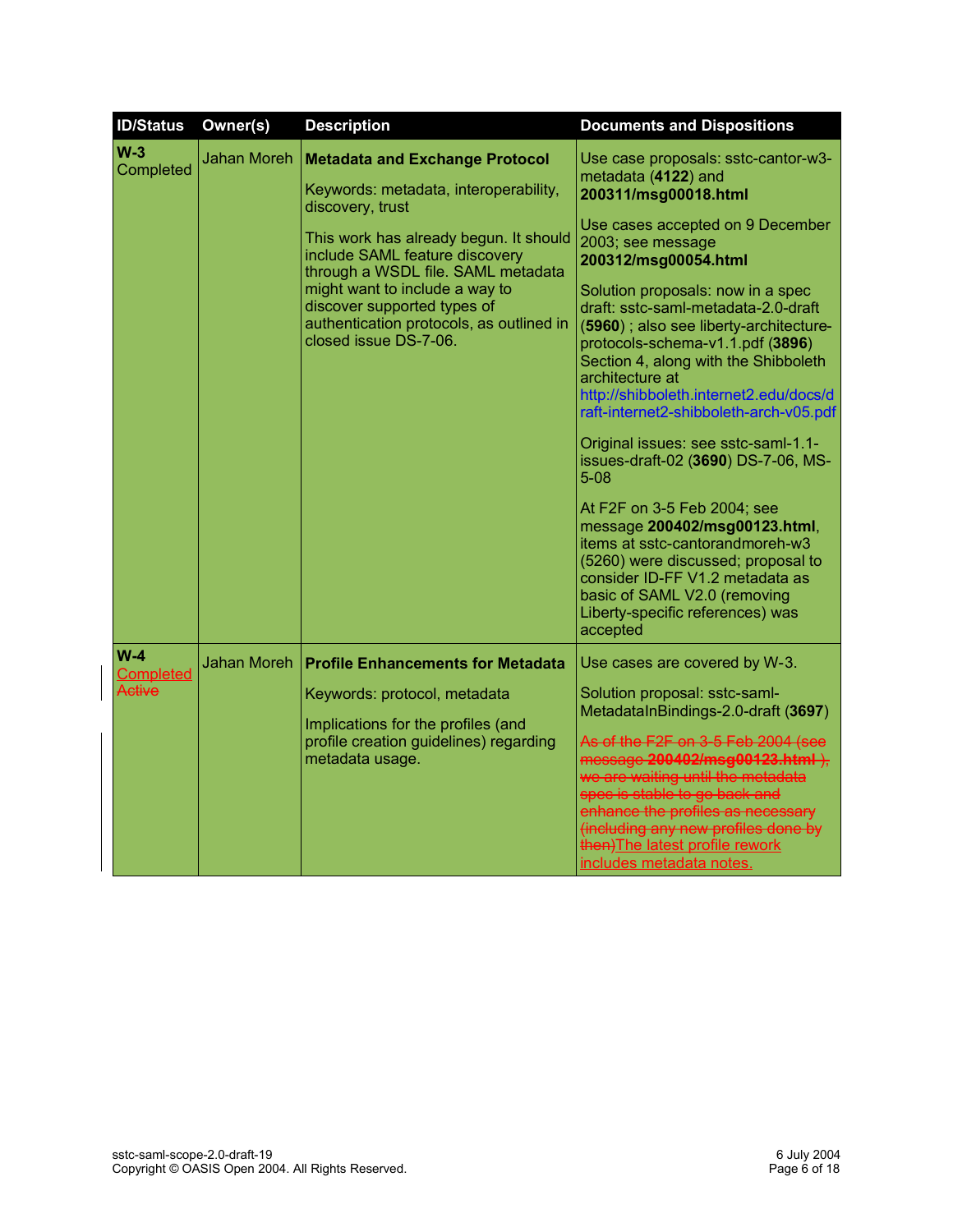| ID/Status | Owner(s) | Description | Documents and Dispositions |
|---|---|---|---|
| **W-3** Completed | Jahan Moreh | **Metadata and Exchange Protocol**<br><br>Keywords: metadata, interoperability, discovery, trust<br><br>This work has already begun. It should include SAML feature discovery through a WSDL file. SAML metadata might want to include a way to discover supported types of authentication protocols, as outlined in closed issue DS-7-06. | Use case proposals: sstc-cantor-w3-metadata (**4122**) and **200311/msg00018.html**<br><br>Use cases accepted on 9 December 2003; see message **200312/msg00054.html**<br><br>Solution proposals: now in a spec draft: sstc-saml-metadata-2.0-draft (**5960**) ; also see liberty-architecture-protocols-schema-v1.1.pdf (**3896**) Section 4, along with the Shibboleth architecture at http://shibboleth.internet2.edu/docs/draft-internet2-shibboleth-arch-v05.pdf<br><br>Original issues: see sstc-saml-1.1-issues-draft-02 (**3690**) DS-7-06, MS-5-08<br><br>At F2F on 3-5 Feb 2004; see message **200402/msg00123.html**, items at sstc-cantorandmoreh-w3 (5260) were discussed; proposal to consider ID-FF V1.2 metadata as basic of SAML V2.0 (removing Liberty-specific references) was accepted |
| **W-4** Completed ~~Active~~ | Jahan Moreh | **Profile Enhancements for Metadata**<br><br>Keywords: protocol, metadata<br><br>Implications for the profiles (and profile creation guidelines) regarding metadata usage. | Use cases are covered by W-3.<br><br>Solution proposal: sstc-saml-MetadataInBindings-2.0-draft (**3697**)<br><br>~~As of the F2F on 3-5 Feb 2004 (see message **200402/msg00123.html** ), we are waiting until the metadata spec is stable to go back and enhance the profiles as necessary (including any new profiles done by then)~~The latest profile rework includes metadata notes. |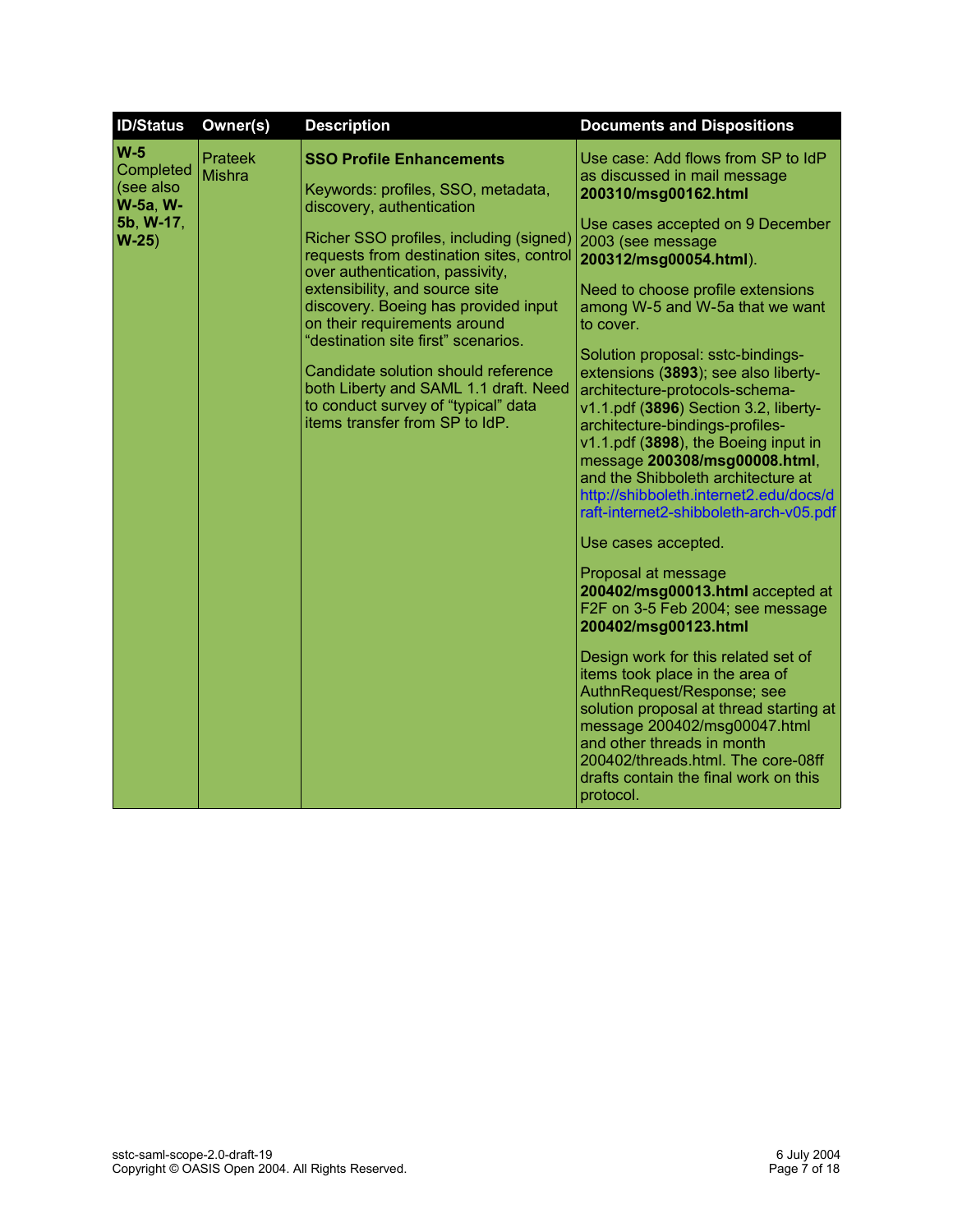| ID/Status | Owner(s) | Description | Documents and Dispositions |
|---|---|---|---|
| **W-5** Completed (see also **W-5a**, **W-5b**, **W-17**, **W-25**) | Prateek Mishra | **SSO Profile Enhancements**<br><br>Keywords: profiles, SSO, metadata, discovery, authentication<br><br>Richer SSO profiles, including (signed) requests from destination sites, control over authentication, passivity, extensibility, and source site discovery. Boeing has provided input on their requirements around "destination site first" scenarios.<br><br>Candidate solution should reference both Liberty and SAML 1.1 draft. Need to conduct survey of "typical" data items transfer from SP to IdP. | Use case: Add flows from SP to IdP as discussed in mail message **200310/msg00162.html**<br><br>Use cases accepted on 9 December 2003 (see message **200312/msg00054.html**).<br><br>Need to choose profile extensions among W-5 and W-5a that we want to cover.<br><br>Solution proposal: sstc-bindings-extensions (**3893**); see also liberty-architecture-protocols-schema-v1.1.pdf (**3896**) Section 3.2, liberty-architecture-bindings-profiles-v1.1.pdf (**3898**), the Boeing input in message **200308/msg00008.html**, and the Shibboleth architecture at http://shibboleth.internet2.edu/docs/draft-internet2-shibboleth-arch-v05.pdf<br><br>Use cases accepted.<br><br>Proposal at message **200402/msg00013.html** accepted at F2F on 3-5 Feb 2004; see message **200402/msg00123.html**<br><br>Design work for this related set of items took place in the area of AuthnRequest/Response; see solution proposal at thread starting at message 200402/msg00047.html and other threads in month 200402/threads.html. The core-08ff drafts contain the final work on this protocol. |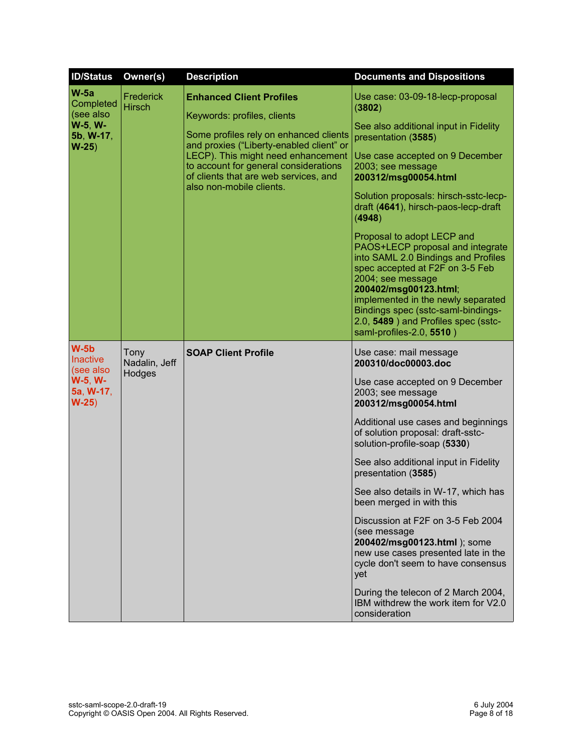| ID/Status | Owner(s) | Description | Documents and Dispositions |
|---|---|---|---|
| **W-5a** Completed (see also **W-5**, **W-5b**, **W-17**, **W-25**) | Frederick Hirsch | **Enhanced Client Profiles**<br><br>Keywords: profiles, clients<br><br>Some profiles rely on enhanced clients and proxies ("Liberty-enabled client" or LECP). This might need enhancement to account for general considerations of clients that are web services, and also non-mobile clients. | Use case: 03-09-18-lecp-proposal (**3802**)<br><br>See also additional input in Fidelity presentation (**3585**)<br><br>Use case accepted on 9 December 2003; see message **200312/msg00054.html**<br><br>Solution proposals: hirsch-sstc-lecp-draft (**4641**), hirsch-paos-lecp-draft (**4948**)<br><br>Proposal to adopt LECP and PAOS+LECP proposal and integrate into SAML 2.0 Bindings and Profiles spec accepted at F2F on 3-5 Feb 2004; see message **200402/msg00123.html**; implemented in the newly separated Bindings spec (sstc-saml-bindings-2.0, **5489** ) and Profiles spec (sstc-saml-profiles-2.0, **5510** ) |
| **W-5b** Inactive (see also **W-5**, **W-5a**, **W-17**, **W-25**) | Tony Nadalin, Jeff Hodges | **SOAP Client Profile** | Use case: mail message **200310/doc00003.doc**<br><br>Use case accepted on 9 December 2003; see message **200312/msg00054.html**<br><br>Additional use cases and beginnings of solution proposal: draft-sstc-solution-profile-soap (**5330**)<br><br>See also additional input in Fidelity presentation (**3585**)<br><br>See also details in W-17, which has been merged in with this<br><br>Discussion at F2F on 3-5 Feb 2004 (see message **200402/msg00123.html** ); some new use cases presented late in the cycle don't seem to have consensus yet<br><br>During the telecon of 2 March 2004, IBM withdrew the work item for V2.0 consideration |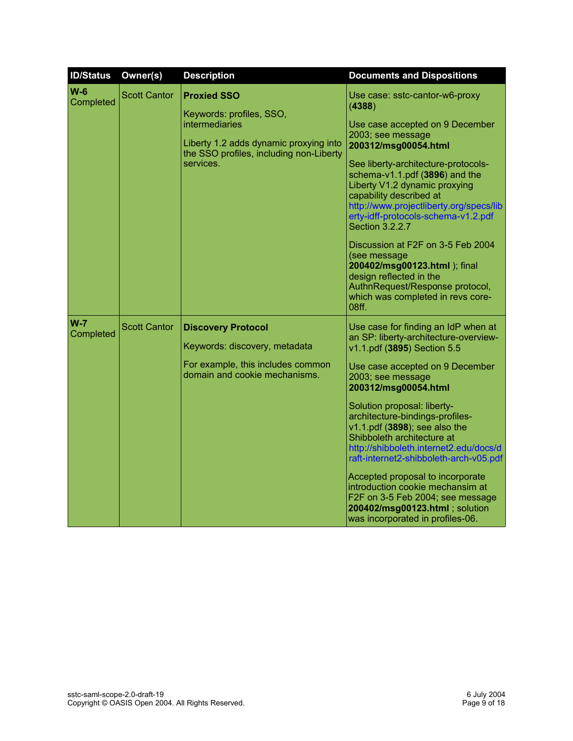| ID/Status | Owner(s) | Description | Documents and Dispositions |
|---|---|---|---|
| **W-6** Completed | Scott Cantor | **Proxied SSO**<br><br>Keywords: profiles, SSO, intermediaries<br><br>Liberty 1.2 adds dynamic proxying into the SSO profiles, including non-Liberty services. | Use case: sstc-cantor-w6-proxy (**4388**)<br><br>Use case accepted on 9 December 2003; see message **200312/msg00054.html**<br><br>See liberty-architecture-protocols-schema-v1.1.pdf (**3896**) and the Liberty V1.2 dynamic proxying capability described at http://www.projectliberty.org/specs/liberty-idff-protocols-schema-v1.2.pdf Section 3.2.2.7<br><br>Discussion at F2F on 3-5 Feb 2004 (see message **200402/msg00123.html** ); final design reflected in the AuthnRequest/Response protocol, which was completed in revs core-08ff. |
| **W-7** Completed | Scott Cantor | **Discovery Protocol**<br><br>Keywords: discovery, metadata<br><br>For example, this includes common domain and cookie mechanisms. | Use case for finding an IdP when at an SP: liberty-architecture-overview-v1.1.pdf (**3895**) Section 5.5<br><br>Use case accepted on 9 December 2003; see message **200312/msg00054.html**<br><br>Solution proposal: liberty-architecture-bindings-profiles-v1.1.pdf (**3898**); see also the Shibboleth architecture at http://shibboleth.internet2.edu/docs/draft-internet2-shibboleth-arch-v05.pdf<br><br>Accepted proposal to incorporate introduction cookie mechansim at F2F on 3-5 Feb 2004; see message **200402/msg00123.html** ; solution was incorporated in profiles-06. |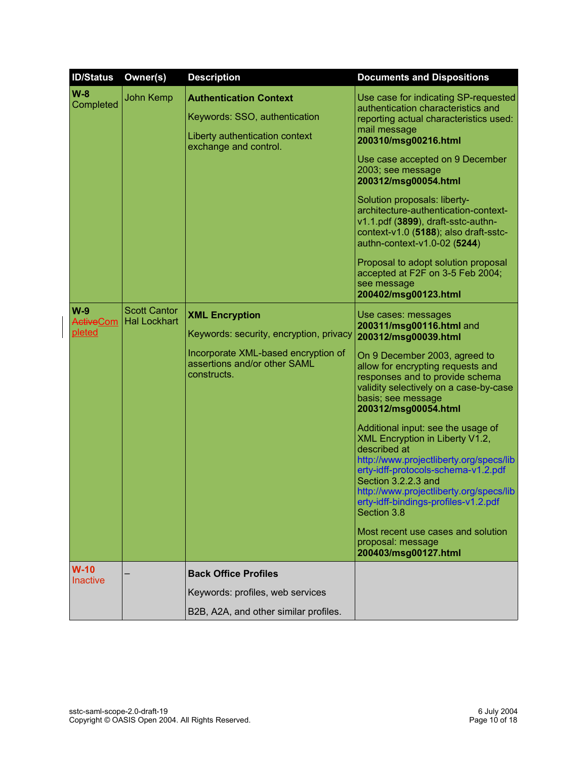| ID/Status | Owner(s) | Description | Documents and Dispositions |
|---|---|---|---|
| **W-8** Completed | John Kemp | **Authentication Context**<br><br>Keywords: SSO, authentication<br><br>Liberty authentication context exchange and control. | Use case for indicating SP-requested authentication characteristics and reporting actual characteristics used: mail message **200310/msg00216.html**<br><br>Use case accepted on 9 December 2003; see message **200312/msg00054.html**<br><br>Solution proposals: liberty-architecture-authentication-context-v1.1.pdf (**3899**), draft-sstc-authn-context-v1.0 (**5188**); also draft-sstc-authn-context-v1.0-02 (**5244**)<br><br>Proposal to adopt solution proposal accepted at F2F on 3-5 Feb 2004; see message **200402/msg00123.html** |
| **W-9** ~~Active~~Completed | Scott Cantor Hal Lockhart | **XML Encryption**<br><br>Keywords: security, encryption, privacy<br><br>Incorporate XML-based encryption of assertions and/or other SAML constructs. | Use cases: messages **200311/msg00116.html** and **200312/msg00039.html**<br><br>On 9 December 2003, agreed to allow for encrypting requests and responses and to provide schema validity selectively on a case-by-case basis; see message **200312/msg00054.html**<br><br>Additional input: see the usage of XML Encryption in Liberty V1.2, described at http://www.projectliberty.org/specs/liberty-idff-protocols-schema-v1.2.pdf Section 3.2.2.3 and http://www.projectliberty.org/specs/liberty-idff-bindings-profiles-v1.2.pdf Section 3.8<br><br>Most recent use cases and solution proposal: message **200403/msg00127.html** |
| **W-10** Inactive | – | **Back Office Profiles**<br><br>Keywords: profiles, web services<br><br>B2B, A2A, and other similar profiles. | |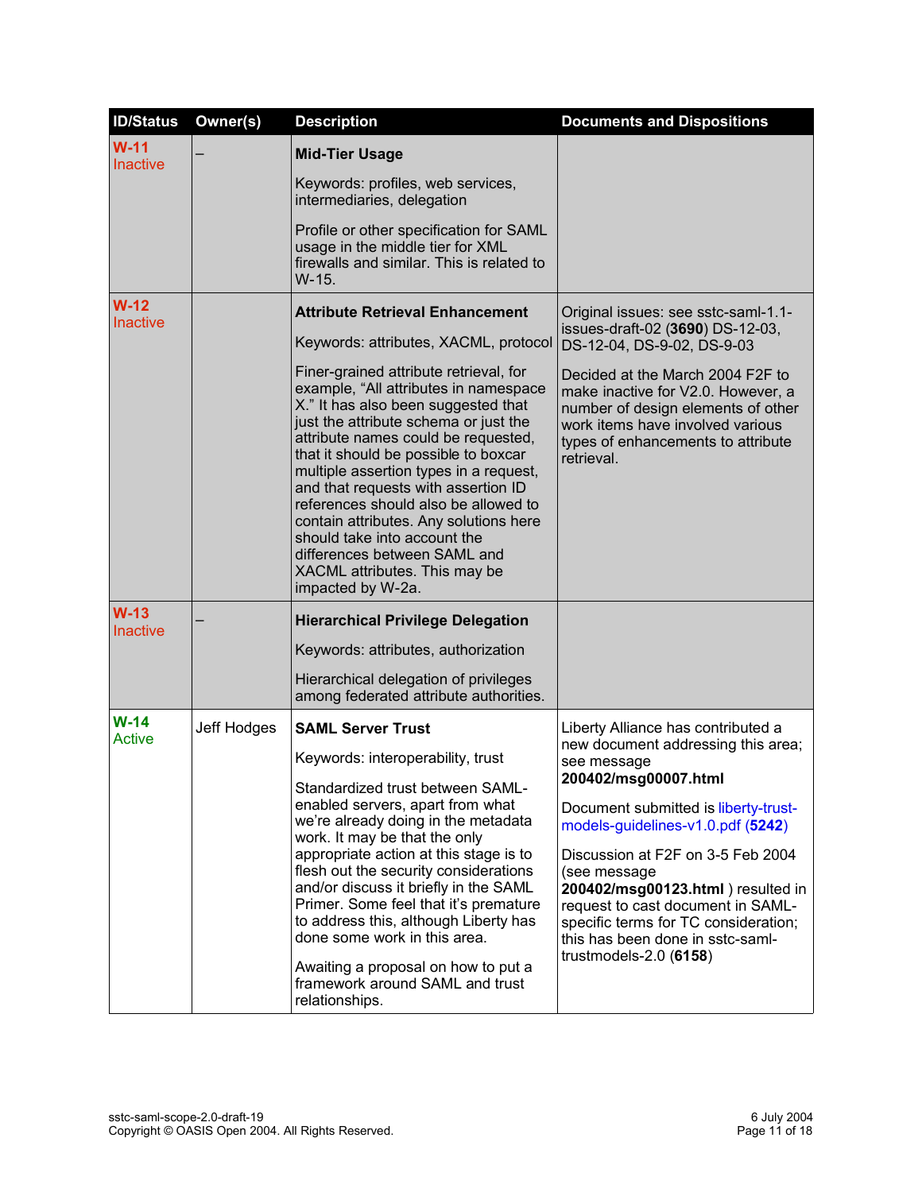| ID/Status | Owner(s) | Description | Documents and Dispositions |
|---|---|---|---|
| **W-11** Inactive | – | **Mid-Tier Usage**<br><br>Keywords: profiles, web services, intermediaries, delegation<br><br>Profile or other specification for SAML usage in the middle tier for XML firewalls and similar. This is related to W-15. | |
| **W-12** Inactive | | **Attribute Retrieval Enhancement**<br><br>Keywords: attributes, XACML, protocol<br><br>Finer-grained attribute retrieval, for example, "All attributes in namespace X." It has also been suggested that just the attribute schema or just the attribute names could be requested, that it should be possible to boxcar multiple assertion types in a request, and that requests with assertion ID references should also be allowed to contain attributes. Any solutions here should take into account the differences between SAML and XACML attributes. This may be impacted by W-2a. | Original issues: see sstc-saml-1.1-issues-draft-02 (**3690**) DS-12-03, DS-12-04, DS-9-02, DS-9-03<br><br>Decided at the March 2004 F2F to make inactive for V2.0. However, a number of design elements of other work items have involved various types of enhancements to attribute retrieval. |
| **W-13** Inactive | – | **Hierarchical Privilege Delegation**<br><br>Keywords: attributes, authorization<br><br>Hierarchical delegation of privileges among federated attribute authorities. | |
| **W-14** Active | Jeff Hodges | **SAML Server Trust**<br><br>Keywords: interoperability, trust<br><br>Standardized trust between SAML-enabled servers, apart from what we're already doing in the metadata work. It may be that the only appropriate action at this stage is to flesh out the security considerations and/or discuss it briefly in the SAML Primer. Some feel that it's premature to address this, although Liberty has done some work in this area.<br><br>Awaiting a proposal on how to put a framework around SAML and trust relationships. | Liberty Alliance has contributed a new document addressing this area; see message **200402/msg00007.html**<br><br>Document submitted is liberty-trust-models-guidelines-v1.0.pdf (**5242**)<br><br>Discussion at F2F on 3-5 Feb 2004 (see message **200402/msg00123.html** ) resulted in request to cast document in SAML-specific terms for TC consideration; this has been done in sstc-saml-trustmodels-2.0 (**6158**) |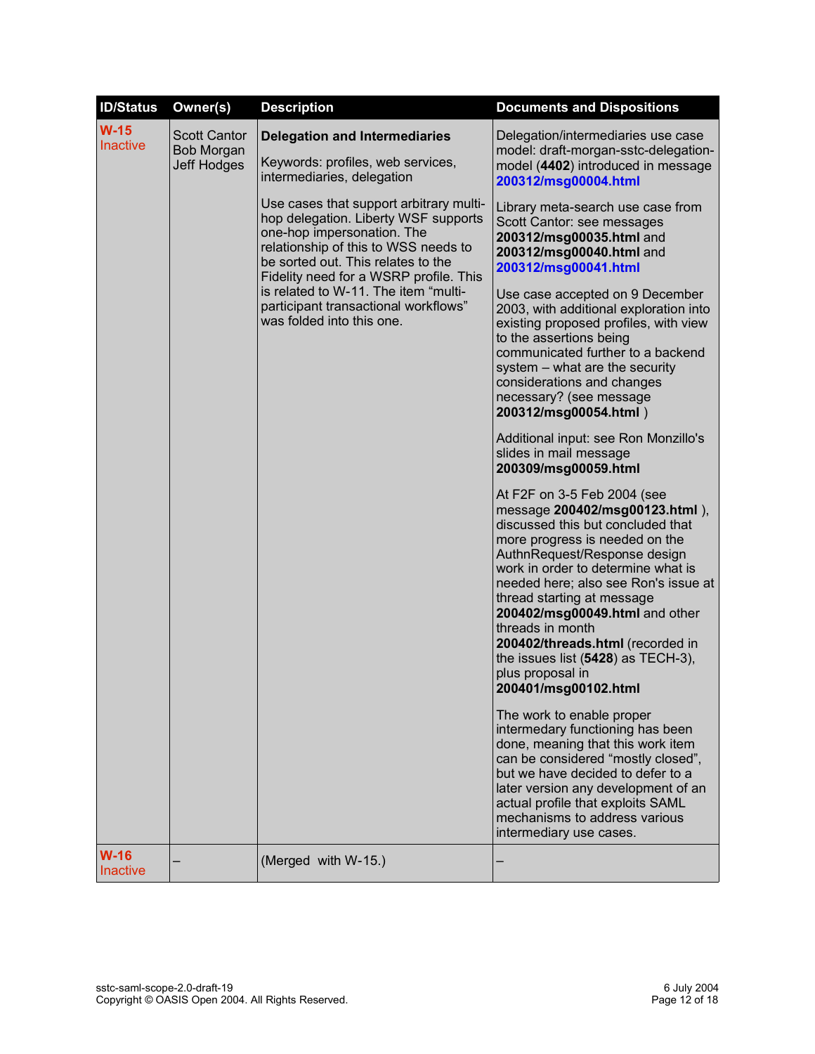| ID/Status | Owner(s) | Description | Documents and Dispositions |
|---|---|---|---|
| **W-15** Inactive | Scott Cantor<br>Bob Morgan<br>Jeff Hodges | **Delegation and Intermediaries**<br><br>Keywords: profiles, web services, intermediaries, delegation<br><br>Use cases that support arbitrary multi-hop delegation. Liberty WSF supports one-hop impersonation. The relationship of this to WSS needs to be sorted out. This relates to the Fidelity need for a WSRP profile. This is related to W-11. The item "multi-participant transactional workflows" was folded into this one. | Delegation/intermediaries use case model: draft-morgan-sstc-delegation-model (**4402**) introduced in message **200312/msg00004.html**<br><br>Library meta-search use case from Scott Cantor: see messages **200312/msg00035.html** and **200312/msg00040.html** and **200312/msg00041.html**<br><br>Use case accepted on 9 December 2003, with additional exploration into existing proposed profiles, with view to the assertions being communicated further to a backend system – what are the security considerations and changes necessary? (see message **200312/msg00054.html** )<br><br>Additional input: see Ron Monzillo's slides in mail message **200309/msg00059.html**<br><br>At F2F on 3-5 Feb 2004 (see message **200402/msg00123.html** ), discussed this but concluded that more progress is needed on the AuthnRequest/Response design work in order to determine what is needed here; also see Ron's issue at thread starting at message **200402/msg00049.html** and other threads in month **200402/threads.html** (recorded in the issues list (**5428**) as TECH-3), plus proposal in **200401/msg00102.html**<br><br>The work to enable proper intermedary functioning has been done, meaning that this work item can be considered "mostly closed", but we have decided to defer to a later version any development of an actual profile that exploits SAML mechanisms to address various intermediary use cases. |
| **W-16** Inactive | – | (Merged with W-15.) | – |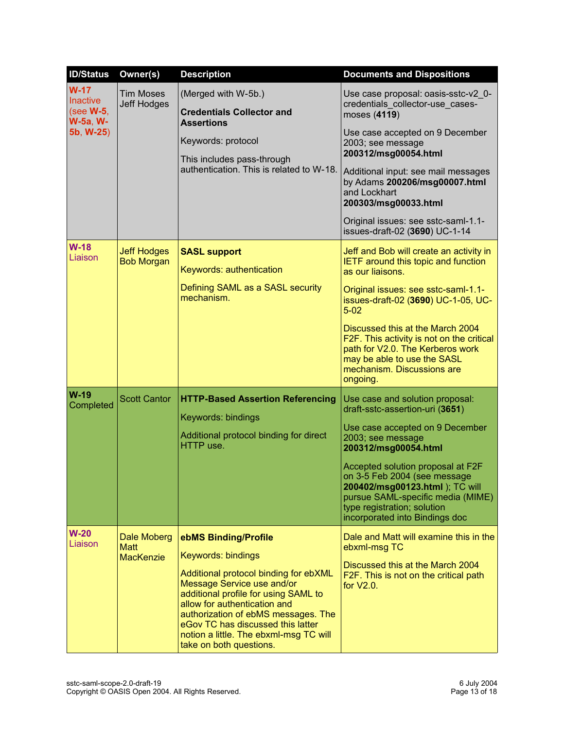| ID/Status | Owner(s) | Description | Documents and Dispositions |
|---|---|---|---|
| **W-17** Inactive (see **W-5**, **W-5a**, **W-5b**, **W-25**) | Tim Moses Jeff Hodges | (Merged with W-5b.)<br><br>**Credentials Collector and Assertions**<br><br>Keywords: protocol<br><br>This includes pass-through authentication. This is related to W-18. | Use case proposal: oasis-sstc-v2_0-credentials_collector-use_cases-moses (**4119**)<br><br>Use case accepted on 9 December 2003; see message **200312/msg00054.html**<br><br>Additional input: see mail messages by Adams **200206/msg00007.html** and Lockhart **200303/msg00033.html**<br><br>Original issues: see sstc-saml-1.1-issues-draft-02 (**3690**) UC-1-14 |
| **W-18** Liaison | Jeff Hodges Bob Morgan | **SASL support**<br><br>Keywords: authentication<br><br>Defining SAML as a SASL security mechanism. | Jeff and Bob will create an activity in IETF around this topic and function as our liaisons.<br><br>Original issues: see sstc-saml-1.1-issues-draft-02 (**3690**) UC-1-05, UC-5-02<br><br>Discussed this at the March 2004 F2F. This activity is not on the critical path for V2.0. The Kerberos work may be able to use the SASL mechanism. Discussions are ongoing. |
| **W-19** Completed | Scott Cantor | **HTTP-Based Assertion Referencing**<br><br>Keywords: bindings<br><br>Additional protocol binding for direct HTTP use. | Use case and solution proposal: draft-sstc-assertion-uri (**3651**)<br><br>Use case accepted on 9 December 2003; see message **200312/msg00054.html**<br><br>Accepted solution proposal at F2F on 3-5 Feb 2004 (see message **200402/msg00123.html** ); TC will pursue SAML-specific media (MIME) type registration; solution incorporated into Bindings doc |
| **W-20** Liaison | Dale Moberg Matt MacKenzie | **ebMS Binding/Profile**<br><br>Keywords: bindings<br><br>Additional protocol binding for ebXML Message Service use and/or additional profile for using SAML to allow for authentication and authorization of ebMS messages. The eGov TC has discussed this latter notion a little. The ebxml-msg TC will take on both questions. | Dale and Matt will examine this in the ebxml-msg TC<br><br>Discussed this at the March 2004 F2F. This is not on the critical path for V2.0. |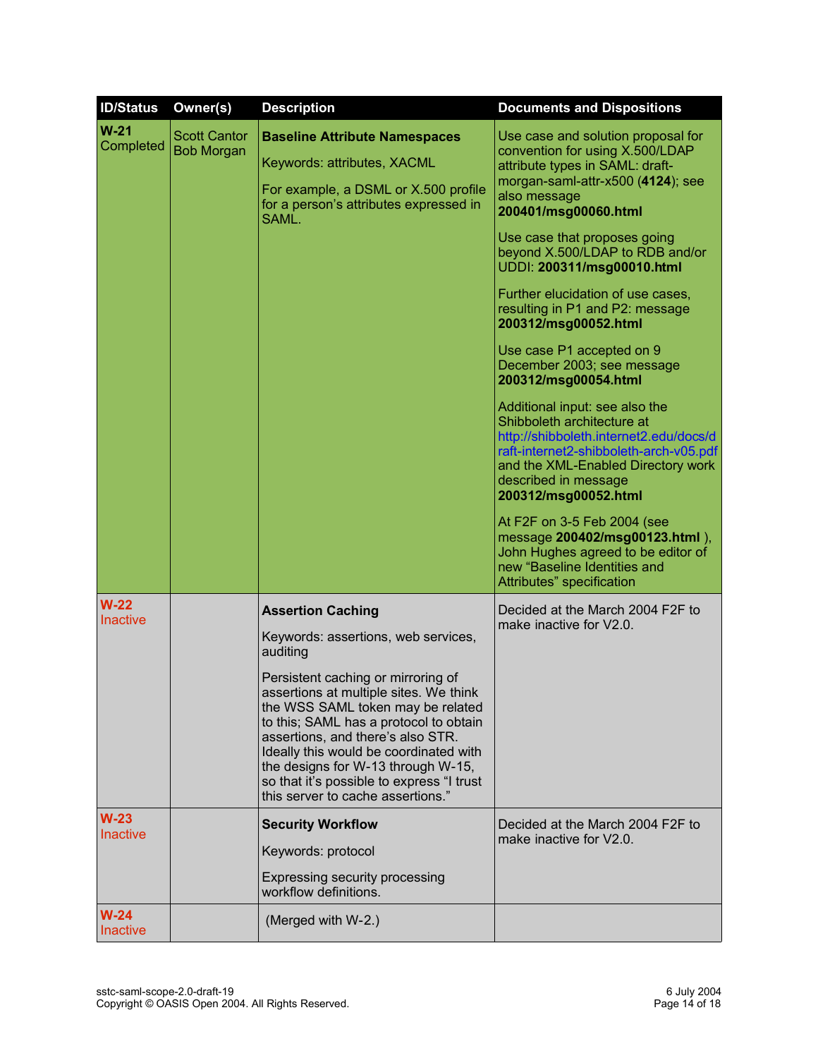| ID/Status | Owner(s) | Description | Documents and Dispositions |
|---|---|---|---|
| **W-21** Completed | Scott Cantor Bob Morgan | **Baseline Attribute Namespaces**<br><br>Keywords: attributes, XACML<br><br>For example, a DSML or X.500 profile for a person's attributes expressed in SAML. | Use case and solution proposal for convention for using X.500/LDAP attribute types in SAML: draft-morgan-saml-attr-x500 (**4124**); see also message **200401/msg00060.html**<br><br>Use case that proposes going beyond X.500/LDAP to RDB and/or UDDI: **200311/msg00010.html**<br><br>Further elucidation of use cases, resulting in P1 and P2: message **200312/msg00052.html**<br><br>Use case P1 accepted on 9 December 2003; see message **200312/msg00054.html**<br><br>Additional input: see also the Shibboleth architecture at http://shibboleth.internet2.edu/docs/draft-internet2-shibboleth-arch-v05.pdf and the XML-Enabled Directory work described in message **200312/msg00052.html**<br><br>At F2F on 3-5 Feb 2004 (see message **200402/msg00123.html** ), John Hughes agreed to be editor of new "Baseline Identities and Attributes" specification |
| **W-22** Inactive | | **Assertion Caching**<br><br>Keywords: assertions, web services, auditing<br><br>Persistent caching or mirroring of assertions at multiple sites. We think the WSS SAML token may be related to this; SAML has a protocol to obtain assertions, and there's also STR. Ideally this would be coordinated with the designs for W-13 through W-15, so that it's possible to express "I trust this server to cache assertions." | Decided at the March 2004 F2F to make inactive for V2.0. |
| **W-23** Inactive | | **Security Workflow**<br><br>Keywords: protocol<br><br>Expressing security processing workflow definitions. | Decided at the March 2004 F2F to make inactive for V2.0. |
| **W-24** Inactive | | (Merged with W-2.) | |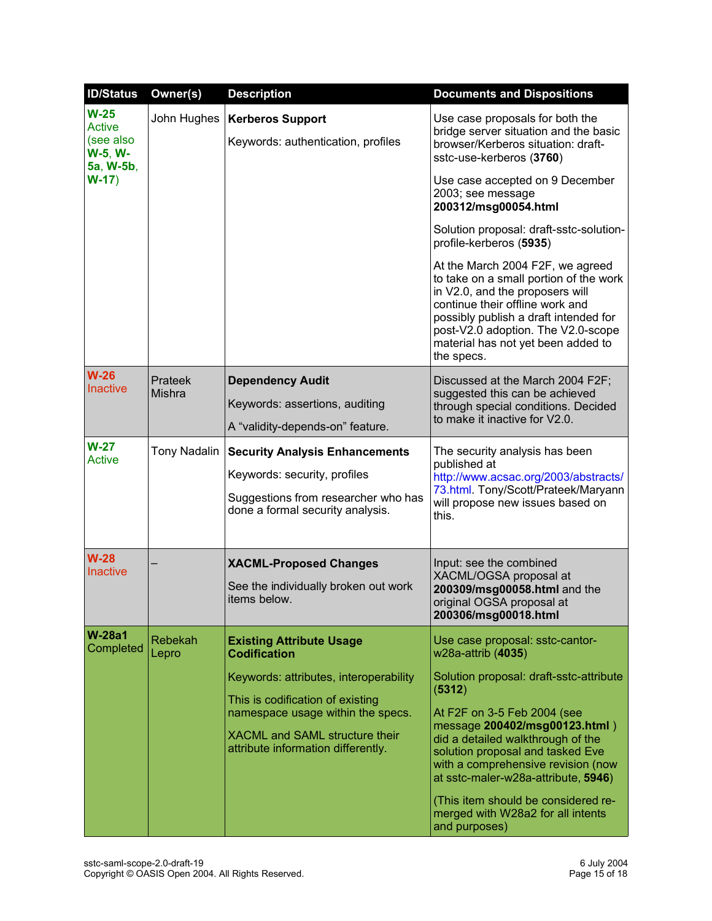| ID/Status | Owner(s) | Description | Documents and Dispositions |
|---|---|---|---|
| **W-25** Active (see also **W-5**, **W-5a**, **W-5b**, **W-17**) | John Hughes | **Kerberos Support**<br><br>Keywords: authentication, profiles | Use case proposals for both the bridge server situation and the basic browser/Kerberos situation: draft-sstc-use-kerberos (**3760**)<br><br>Use case accepted on 9 December 2003; see message **200312/msg00054.html**<br><br>Solution proposal: draft-sstc-solution-profile-kerberos (**5935**)<br><br>At the March 2004 F2F, we agreed to take on a small portion of the work in V2.0, and the proposers will continue their offline work and possibly publish a draft intended for post-V2.0 adoption. The V2.0-scope material has not yet been added to the specs. |
| **W-26** Inactive | Prateek Mishra | **Dependency Audit**<br><br>Keywords: assertions, auditing<br><br>A “validity-depends-on” feature. | Discussed at the March 2004 F2F; suggested this can be achieved through special conditions. Decided to make it inactive for V2.0. |
| **W-27** Active | Tony Nadalin | **Security Analysis Enhancements**<br><br>Keywords: security, profiles<br><br>Suggestions from researcher who has done a formal security analysis. | The security analysis has been published at http://www.acsac.org/2003/abstracts/73.html. Tony/Scott/Prateek/Maryann will propose new issues based on this. |
| **W-28** Inactive | – | **XACML-Proposed Changes**<br><br>See the individually broken out work items below. | Input: see the combined XACML/OGSA proposal at **200309/msg00058.html** and the original OGSA proposal at **200306/msg00018.html** |
| **W-28a1** Completed | Rebekah Lepro | **Existing Attribute Usage Codification**<br><br>Keywords: attributes, interoperability<br><br>This is codification of existing namespace usage within the specs.<br><br>XACML and SAML structure their attribute information differently. | Use case proposal: sstc-cantor-w28a-attrib (**4035**)<br><br>Solution proposal: draft-sstc-attribute (**5312**)<br><br>At F2F on 3-5 Feb 2004 (see message **200402/msg00123.html** ) did a detailed walkthrough of the solution proposal and tasked Eve with a comprehensive revision (now at sstc-maler-w28a-attribute, **5946**)<br><br>(This item should be considered re-merged with W28a2 for all intents and purposes) |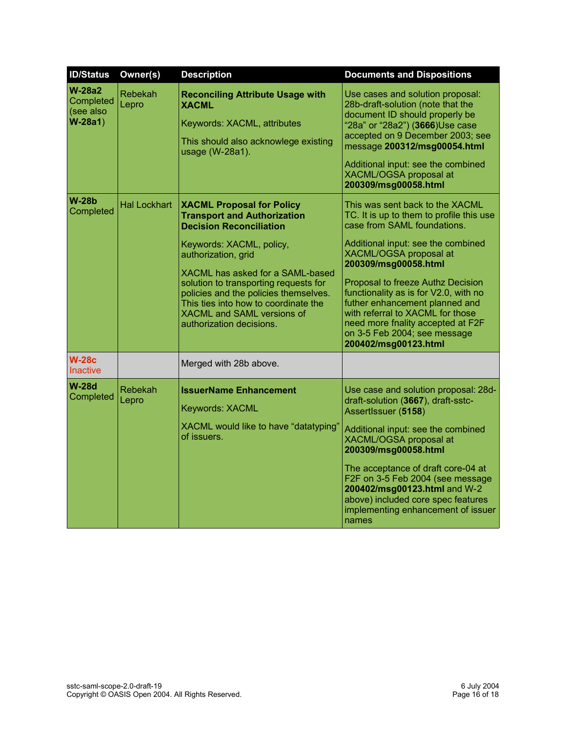| ID/Status | Owner(s) | Description | Documents and Dispositions |
|---|---|---|---|
| **W-28a2** Completed (see also **W-28a1**) | Rebekah Lepro | **Reconciling Attribute Usage with XACML**<br><br>Keywords: XACML, attributes<br><br>This should also acknowlege existing usage (W-28a1). | Use cases and solution proposal: 28b-draft-solution (note that the document ID should properly be “28a” or “28a2”) (**3666**)Use case accepted on 9 December 2003; see message **200312/msg00054.html**<br><br>Additional input: see the combined XACML/OGSA proposal at **200309/msg00058.html** |
| **W-28b** Completed | Hal Lockhart | **XACML Proposal for Policy Transport and Authorization Decision Reconciliation**<br><br>Keywords: XACML, policy, authorization, grid<br><br>XACML has asked for a SAML-based solution to transporting requests for policies and the policies themselves. This ties into how to coordinate the XACML and SAML versions of authorization decisions. | This was sent back to the XACML TC. It is up to them to profile this use case from SAML foundations.<br><br>Additional input: see the combined XACML/OGSA proposal at **200309/msg00058.html**<br><br>Proposal to freeze Authz Decision functionality as is for V2.0, with no futher enhancement planned and with referral to XACML for those need more fnality accepted at F2F on 3-5 Feb 2004; see message **200402/msg00123.html** |
| **W-28c** Inactive | | Merged with 28b above. | |
| **W-28d** Completed | Rebekah Lepro | **IssuerName Enhancement**<br><br>Keywords: XACML<br><br>XACML would like to have “datatyping” of issuers. | Use case and solution proposal: 28d-draft-solution (**3667**), draft-sstc-AssertIssuer (**5158**)<br><br>Additional input: see the combined XACML/OGSA proposal at **200309/msg00058.html**<br><br>The acceptance of draft core-04 at F2F on 3-5 Feb 2004 (see message **200402/msg00123.html** and W-2 above) included core spec features implementing enhancement of issuer names |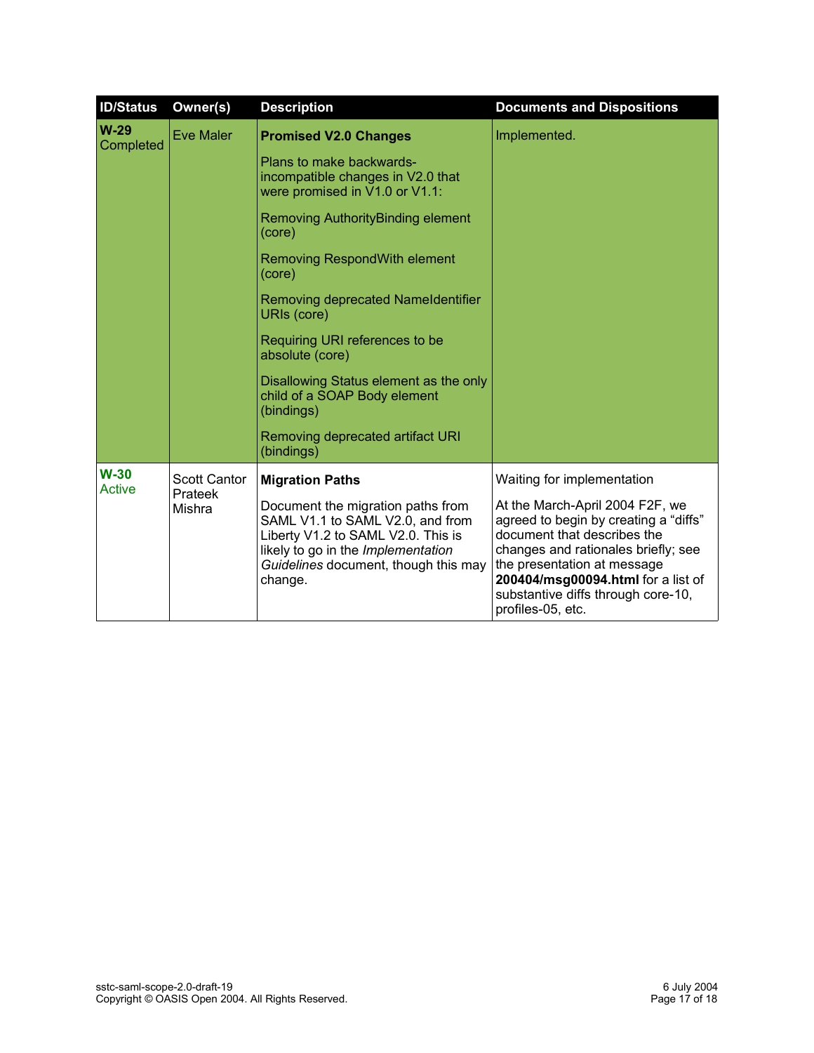| ID/Status | Owner(s) | Description | Documents and Dispositions |
|---|---|---|---|
| **W-29** Completed | Eve Maler | **Promised V2.0 Changes**<br><br>Plans to make backwards-incompatible changes in V2.0 that were promised in V1.0 or V1.1:<br><br>Removing AuthorityBinding element (core)<br><br>Removing RespondWith element (core)<br><br>Removing deprecated NameIdentifier URIs (core)<br><br>Requiring URI references to be absolute (core)<br><br>Disallowing Status element as the only child of a SOAP Body element (bindings)<br><br>Removing deprecated artifact URI (bindings) | Implemented. |
| **W-30** Active | Scott Cantor Prateek Mishra | **Migration Paths**<br><br>Document the migration paths from SAML V1.1 to SAML V2.0, and from Liberty V1.2 to SAML V2.0. This is likely to go in the *Implementation Guidelines* document, though this may change. | Waiting for implementation<br><br>At the March-April 2004 F2F, we agreed to begin by creating a “diffs” document that describes the changes and rationales briefly; see the presentation at message **200404/msg00094.html** for a list of substantive diffs through core-10, profiles-05, etc. |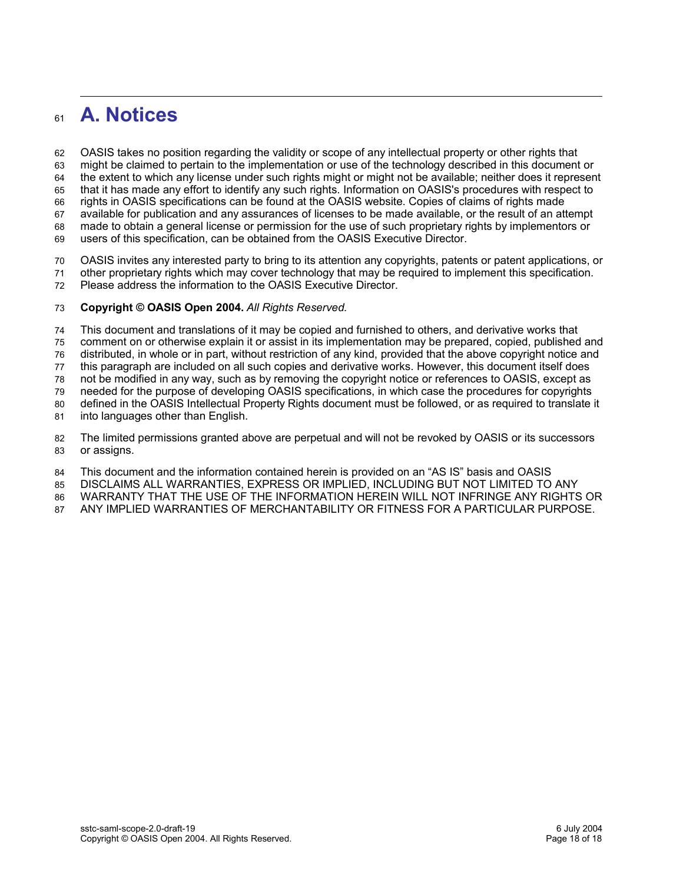# A. Notices

OASIS takes no position regarding the validity or scope of any intellectual property or other rights that might be claimed to pertain to the implementation or use of the technology described in this document or the extent to which any license under such rights might or might not be available; neither does it represent that it has made any effort to identify any such rights. Information on OASIS's procedures with respect to rights in OASIS specifications can be found at the OASIS website. Copies of claims of rights made available for publication and any assurances of licenses to be made available, or the result of an attempt made to obtain a general license or permission for the use of such proprietary rights by implementors or users of this specification, can be obtained from the OASIS Executive Director.

OASIS invites any interested party to bring to its attention any copyrights, patents or patent applications, or other proprietary rights which may cover technology that may be required to implement this specification. Please address the information to the OASIS Executive Director.

**Copyright © OASIS Open 2004.** *All Rights Reserved.*

This document and translations of it may be copied and furnished to others, and derivative works that comment on or otherwise explain it or assist in its implementation may be prepared, copied, published and distributed, in whole or in part, without restriction of any kind, provided that the above copyright notice and this paragraph are included on all such copies and derivative works. However, this document itself does not be modified in any way, such as by removing the copyright notice or references to OASIS, except as needed for the purpose of developing OASIS specifications, in which case the procedures for copyrights defined in the OASIS Intellectual Property Rights document must be followed, or as required to translate it into languages other than English.

The limited permissions granted above are perpetual and will not be revoked by OASIS or its successors or assigns.

This document and the information contained herein is provided on an "AS IS" basis and OASIS DISCLAIMS ALL WARRANTIES, EXPRESS OR IMPLIED, INCLUDING BUT NOT LIMITED TO ANY WARRANTY THAT THE USE OF THE INFORMATION HEREIN WILL NOT INFRINGE ANY RIGHTS OR ANY IMPLIED WARRANTIES OF MERCHANTABILITY OR FITNESS FOR A PARTICULAR PURPOSE.